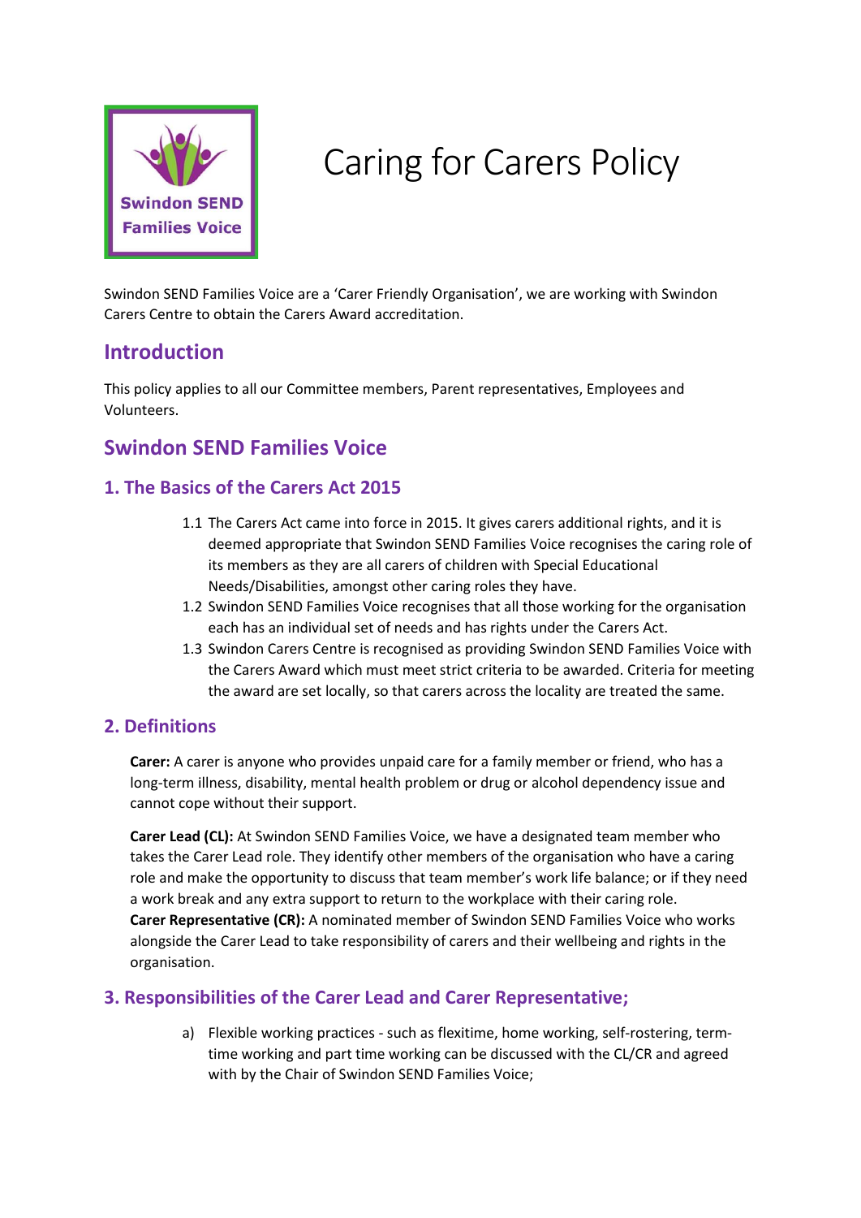# Caring for Carers Policy

Swindon SEND Families Voice are a 'Carer Friendly Organisation', we are working with Swindon Carers Centre to obtain the Carers Award accreditation.

## Introduction

This policy applies to all our Committee members, Parent representatives, Employees and Volunteers.

## Swindon SEND Families Voice

### 1. The Basics of the Carers Act 2015

1.1 The Carers Act came into force in 2015. It gives carers additional rights, and it is deemed appropriate that Swindon SEND Families Voice recognises the caring role of its members as they are all carers of children with Special Educational Needs/Disabilities, amongst other caring roles they have.

1.2 Swindon SEND Families Voice recognises that all those working for the organisation each has an individual set of needs and has rights under the Carers Act.

1.3 Swindon Carers Centre is recognised as providing Swindon SEND Families Voice with the Carers Award which must meet strict criteria to be awarded. Criteria for meeting the award are set locally, so that carers across the locality are treated the same.

### 2. Definitions

**Carer:** A carer is anyone who provides unpaid care for a family member or friend, who has a long-term illness, disability, mental health problem or drug or alcohol dependency issue and cannot cope without their support.

**Carer Lead (CL):** At Swindon SEND Families Voice, we have a designated team member who takes the Carer Lead role. They identify other members of the organisation who have a caring role and make the opportunity to discuss that team member's work life balance; or if they need a work break and any extra support to return to the workplace with their caring role.
**Carer Representative (CR):** A nominated member of Swindon SEND Families Voice who works alongside the Carer Lead to take responsibility of carers and their wellbeing and rights in the organisation.

### 3. Responsibilities of the Carer Lead and Carer Representative;

a) Flexible working practices - such as flexitime, home working, self-rostering, term-time working and part time working can be discussed with the CL/CR and agreed with by the Chair of Swindon SEND Families Voice;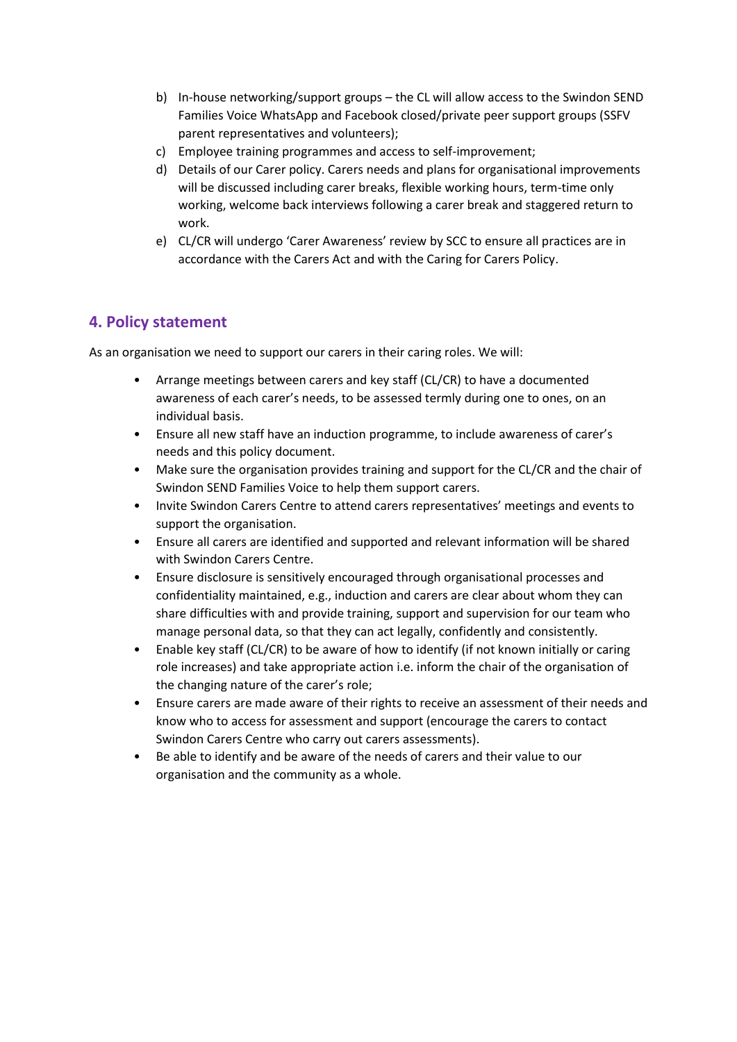b) In-house networking/support groups – the CL will allow access to the Swindon SEND Families Voice WhatsApp and Facebook closed/private peer support groups (SSFV parent representatives and volunteers);
c) Employee training programmes and access to self-improvement;
d) Details of our Carer policy. Carers needs and plans for organisational improvements will be discussed including carer breaks, flexible working hours, term-time only working, welcome back interviews following a carer break and staggered return to work.
e) CL/CR will undergo 'Carer Awareness' review by SCC to ensure all practices are in accordance with the Carers Act and with the Caring for Carers Policy.

## 4. Policy statement

As an organisation we need to support our carers in their caring roles. We will:

- Arrange meetings between carers and key staff (CL/CR) to have a documented awareness of each carer's needs, to be assessed termly during one to ones, on an individual basis.
- Ensure all new staff have an induction programme, to include awareness of carer's needs and this policy document.
- Make sure the organisation provides training and support for the CL/CR and the chair of Swindon SEND Families Voice to help them support carers.
- Invite Swindon Carers Centre to attend carers representatives' meetings and events to support the organisation.
- Ensure all carers are identified and supported and relevant information will be shared with Swindon Carers Centre.
- Ensure disclosure is sensitively encouraged through organisational processes and confidentiality maintained, e.g., induction and carers are clear about whom they can share difficulties with and provide training, support and supervision for our team who manage personal data, so that they can act legally, confidently and consistently.
- Enable key staff (CL/CR) to be aware of how to identify (if not known initially or caring role increases) and take appropriate action i.e. inform the chair of the organisation of the changing nature of the carer's role;
- Ensure carers are made aware of their rights to receive an assessment of their needs and know who to access for assessment and support (encourage the carers to contact Swindon Carers Centre who carry out carers assessments).
- Be able to identify and be aware of the needs of carers and their value to our organisation and the community as a whole.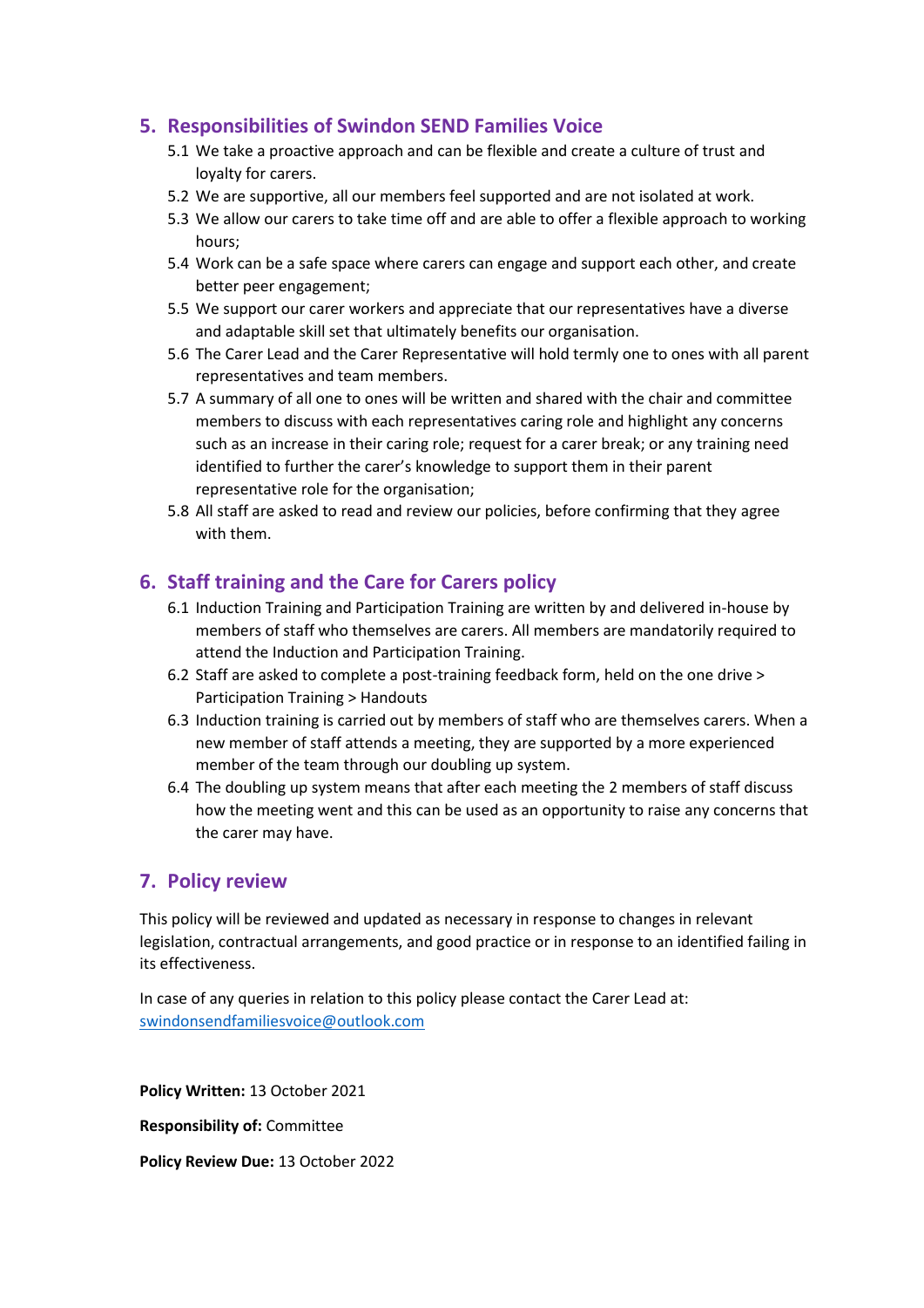## 5. Responsibilities of Swindon SEND Families Voice

5.1 We take a proactive approach and can be flexible and create a culture of trust and loyalty for carers.

5.2 We are supportive, all our members feel supported and are not isolated at work.

5.3 We allow our carers to take time off and are able to offer a flexible approach to working hours;

5.4 Work can be a safe space where carers can engage and support each other, and create better peer engagement;

5.5 We support our carer workers and appreciate that our representatives have a diverse and adaptable skill set that ultimately benefits our organisation.

5.6 The Carer Lead and the Carer Representative will hold termly one to ones with all parent representatives and team members.

5.7 A summary of all one to ones will be written and shared with the chair and committee members to discuss with each representatives caring role and highlight any concerns such as an increase in their caring role; request for a carer break; or any training need identified to further the carer's knowledge to support them in their parent representative role for the organisation;

5.8 All staff are asked to read and review our policies, before confirming that they agree with them.

## 6. Staff training and the Care for Carers policy

6.1 Induction Training and Participation Training are written by and delivered in-house by members of staff who themselves are carers. All members are mandatorily required to attend the Induction and Participation Training.

6.2 Staff are asked to complete a post-training feedback form, held on the one drive > Participation Training > Handouts

6.3 Induction training is carried out by members of staff who are themselves carers. When a new member of staff attends a meeting, they are supported by a more experienced member of the team through our doubling up system.

6.4 The doubling up system means that after each meeting the 2 members of staff discuss how the meeting went and this can be used as an opportunity to raise any concerns that the carer may have.

## 7. Policy review

This policy will be reviewed and updated as necessary in response to changes in relevant legislation, contractual arrangements, and good practice or in response to an identified failing in its effectiveness.

In case of any queries in relation to this policy please contact the Carer Lead at: swindonsendfamiliesvoice@outlook.com

**Policy Written:** 13 October 2021

**Responsibility of:** Committee

**Policy Review Due:** 13 October 2022